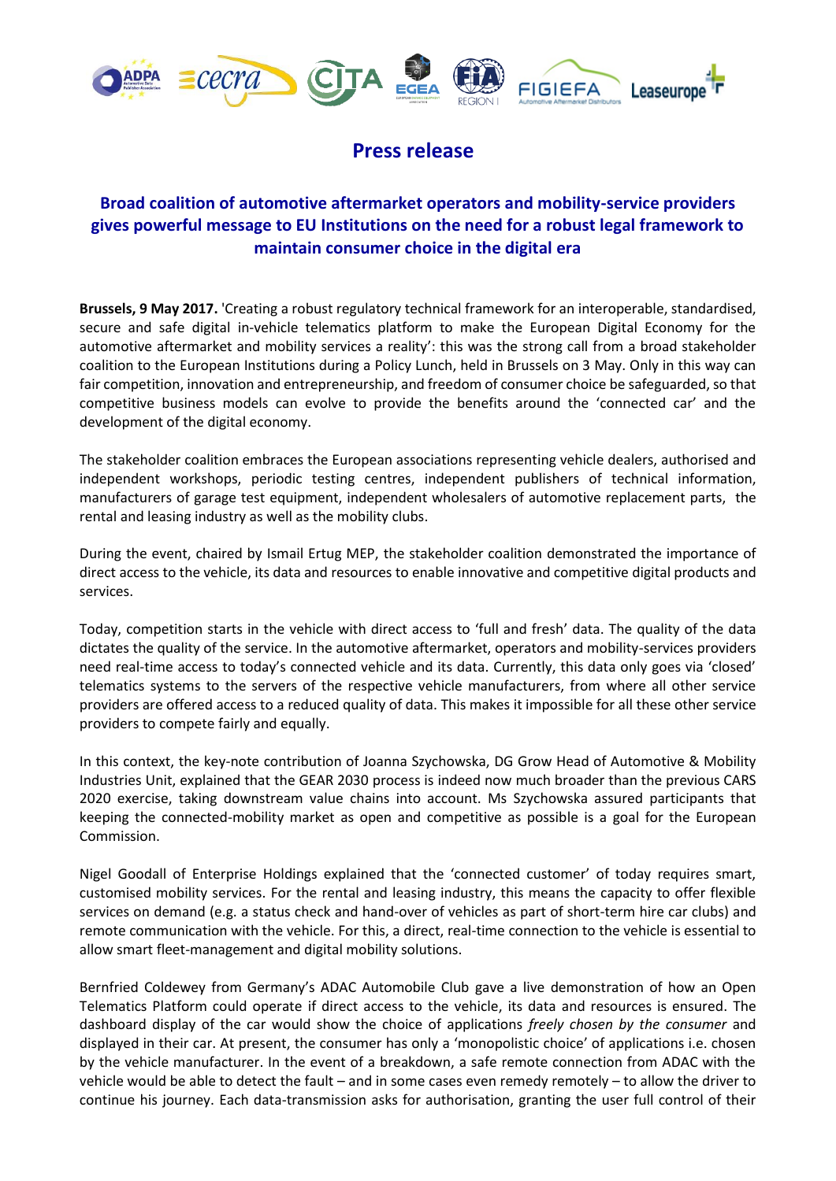# Press release

## Broad coalition of automotive aftermarket operators and mobility-service providers gives powerful message to EU Institutions on the need for a robust legal framework to maintain consumer choice in the digital era

**Brussels, 9 May 2017.** 'Creating a robust regulatory technical framework for an interoperable, standardised, secure and safe digital in-vehicle telematics platform to make the European Digital Economy for the automotive aftermarket and mobility services a reality': this was the strong call from a broad stakeholder coalition to the European Institutions during a Policy Lunch, held in Brussels on 3 May. Only in this way can fair competition, innovation and entrepreneurship, and freedom of consumer choice be safeguarded, so that competitive business models can evolve to provide the benefits around the 'connected car' and the development of the digital economy.

The stakeholder coalition embraces the European associations representing vehicle dealers, authorised and independent workshops, periodic testing centres, independent publishers of technical information, manufacturers of garage test equipment, independent wholesalers of automotive replacement parts, the rental and leasing industry as well as the mobility clubs.

During the event, chaired by Ismail Ertug MEP, the stakeholder coalition demonstrated the importance of direct access to the vehicle, its data and resources to enable innovative and competitive digital products and services.

Today, competition starts in the vehicle with direct access to 'full and fresh' data. The quality of the data dictates the quality of the service. In the automotive aftermarket, operators and mobility-services providers need real-time access to today's connected vehicle and its data. Currently, this data only goes via 'closed' telematics systems to the servers of the respective vehicle manufacturers, from where all other service providers are offered access to a reduced quality of data. This makes it impossible for all these other service providers to compete fairly and equally.

In this context, the key-note contribution of Joanna Szychowska, DG Grow Head of Automotive & Mobility Industries Unit, explained that the GEAR 2030 process is indeed now much broader than the previous CARS 2020 exercise, taking downstream value chains into account. Ms Szychowska assured participants that keeping the connected-mobility market as open and competitive as possible is a goal for the European Commission.

Nigel Goodall of Enterprise Holdings explained that the 'connected customer' of today requires smart, customised mobility services. For the rental and leasing industry, this means the capacity to offer flexible services on demand (e.g. a status check and hand-over of vehicles as part of short-term hire car clubs) and remote communication with the vehicle. For this, a direct, real-time connection to the vehicle is essential to allow smart fleet-management and digital mobility solutions.

Bernfried Coldewey from Germany's ADAC Automobile Club gave a live demonstration of how an Open Telematics Platform could operate if direct access to the vehicle, its data and resources is ensured. The dashboard display of the car would show the choice of applications *freely chosen by the consumer* and displayed in their car. At present, the consumer has only a 'monopolistic choice' of applications i.e. chosen by the vehicle manufacturer. In the event of a breakdown, a safe remote connection from ADAC with the vehicle would be able to detect the fault – and in some cases even remedy remotely – to allow the driver to continue his journey. Each data-transmission asks for authorisation, granting the user full control of their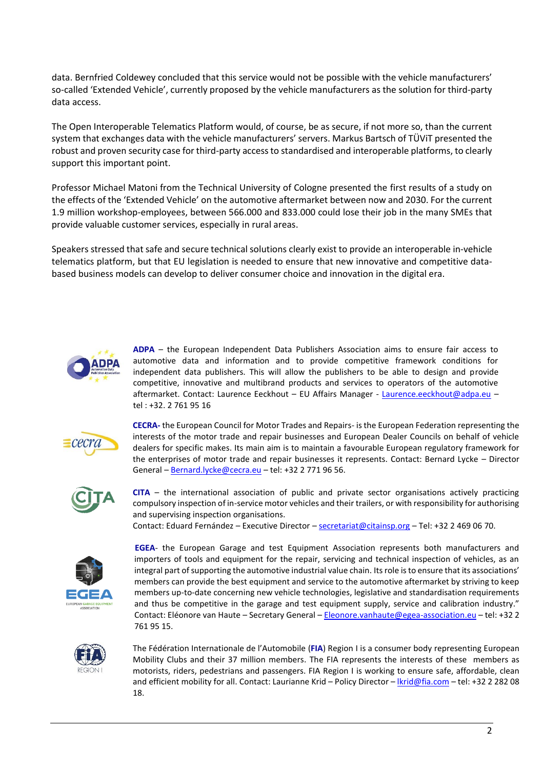data. Bernfried Coldewey concluded that this service would not be possible with the vehicle manufacturers' so-called 'Extended Vehicle', currently proposed by the vehicle manufacturers as the solution for third-party data access.

The Open Interoperable Telematics Platform would, of course, be as secure, if not more so, than the current system that exchanges data with the vehicle manufacturers' servers. Markus Bartsch of TÜViT presented the robust and proven security case for third-party access to standardised and interoperable platforms, to clearly support this important point.

Professor Michael Matoni from the Technical University of Cologne presented the first results of a study on the effects of the 'Extended Vehicle' on the automotive aftermarket between now and 2030. For the current 1.9 million workshop-employees, between 566.000 and 833.000 could lose their job in the many SMEs that provide valuable customer services, especially in rural areas.

Speakers stressed that safe and secure technical solutions clearly exist to provide an interoperable in-vehicle telematics platform, but that EU legislation is needed to ensure that new innovative and competitive data-based business models can develop to deliver consumer choice and innovation in the digital era.

**ADPA** – the European Independent Data Publishers Association aims to ensure fair access to automotive data and information and to provide competitive framework conditions for independent data publishers. This will allow the publishers to be able to design and provide competitive, innovative and multibrand products and services to operators of the automotive aftermarket. Contact: Laurence Eeckhout – EU Affairs Manager - Laurence.eeckhout@adpa.eu – tel : +32. 2 761 95 16

**CECRA-** the European Council for Motor Trades and Repairs- is the European Federation representing the interests of the motor trade and repair businesses and European Dealer Councils on behalf of vehicle dealers for specific makes. Its main aim is to maintain a favourable European regulatory framework for the enterprises of motor trade and repair businesses it represents. Contact: Bernard Lycke – Director General – Bernard.lycke@cecra.eu – tel: +32 2 771 96 56.

**CITA** – the international association of public and private sector organisations actively practicing compulsory inspection of in-service motor vehicles and their trailers, or with responsibility for authorising and supervising inspection organisations.
Contact: Eduard Fernández – Executive Director – secretariat@citainsp.org – Tel: +32 2 469 06 70.

**EGEA**- the European Garage and test Equipment Association represents both manufacturers and importers of tools and equipment for the repair, servicing and technical inspection of vehicles, as an integral part of supporting the automotive industrial value chain. Its role is to ensure that its associations' members can provide the best equipment and service to the automotive aftermarket by striving to keep members up-to-date concerning new vehicle technologies, legislative and standardisation requirements and thus be competitive in the garage and test equipment supply, service and calibration industry."
Contact: Eléonore van Haute – Secretary General – Eleonore.vanhaute@egea-association.eu – tel: +32 2 761 95 15.

The Fédération Internationale de l'Automobile (**FIA**) Region I is a consumer body representing European Mobility Clubs and their 37 million members. The FIA represents the interests of these members as motorists, riders, pedestrians and passengers. FIA Region I is working to ensure safe, affordable, clean and efficient mobility for all. Contact: Laurianne Krid – Policy Director – lkrid@fia.com – tel: +32 2 282 08 18.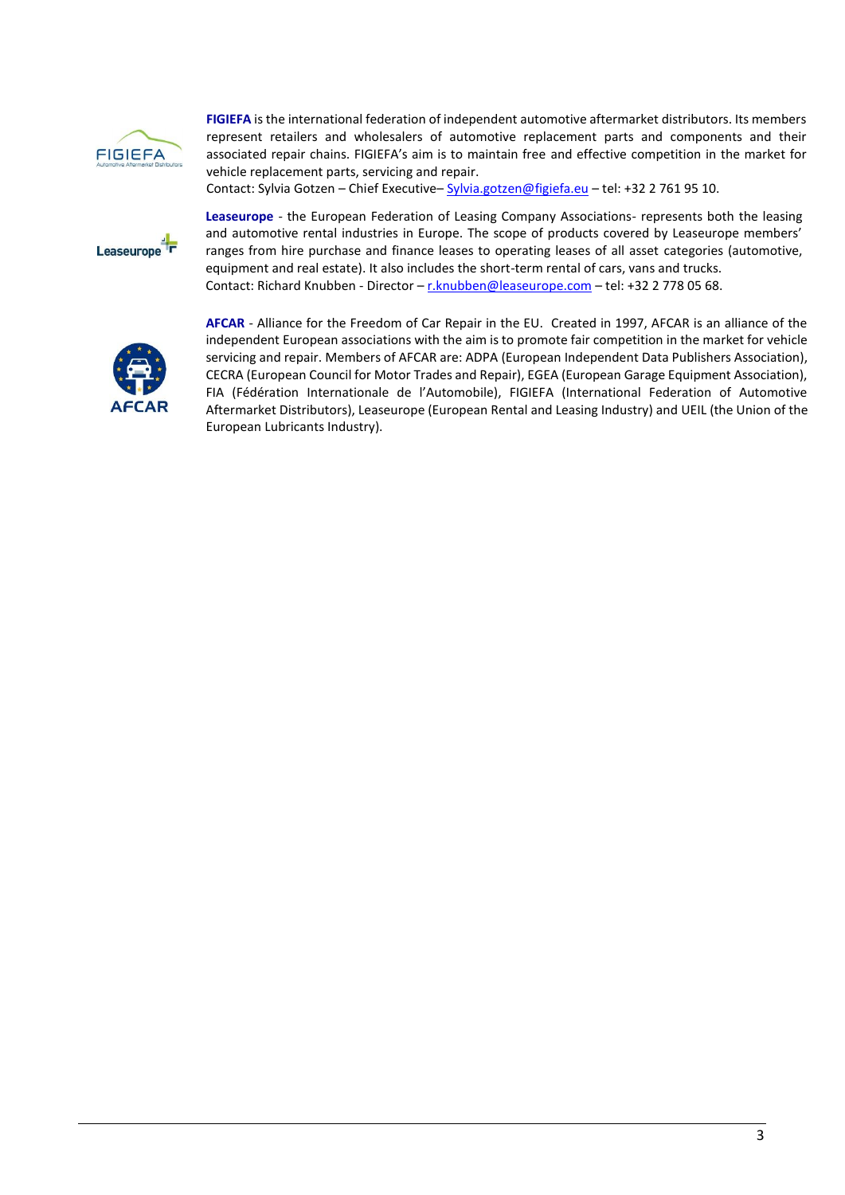**FIGIEFA** is the international federation of independent automotive aftermarket distributors. Its members represent retailers and wholesalers of automotive replacement parts and components and their associated repair chains. FIGIEFA's aim is to maintain free and effective competition in the market for vehicle replacement parts, servicing and repair.
Contact: Sylvia Gotzen – Chief Executive– Sylvia.gotzen@figiefa.eu – tel: +32 2 761 95 10.

**Leaseurope** - the European Federation of Leasing Company Associations- represents both the leasing and automotive rental industries in Europe. The scope of products covered by Leaseurope members' ranges from hire purchase and finance leases to operating leases of all asset categories (automotive, equipment and real estate). It also includes the short-term rental of cars, vans and trucks.
Contact: Richard Knubben - Director – r.knubben@leaseurope.com – tel: +32 2 778 05 68.

**AFCAR** - Alliance for the Freedom of Car Repair in the EU. Created in 1997, AFCAR is an alliance of the independent European associations with the aim is to promote fair competition in the market for vehicle servicing and repair. Members of AFCAR are: ADPA (European Independent Data Publishers Association), CECRA (European Council for Motor Trades and Repair), EGEA (European Garage Equipment Association), FIA (Fédération Internationale de l'Automobile), FIGIEFA (International Federation of Automotive Aftermarket Distributors), Leaseurope (European Rental and Leasing Industry) and UEIL (the Union of the European Lubricants Industry).